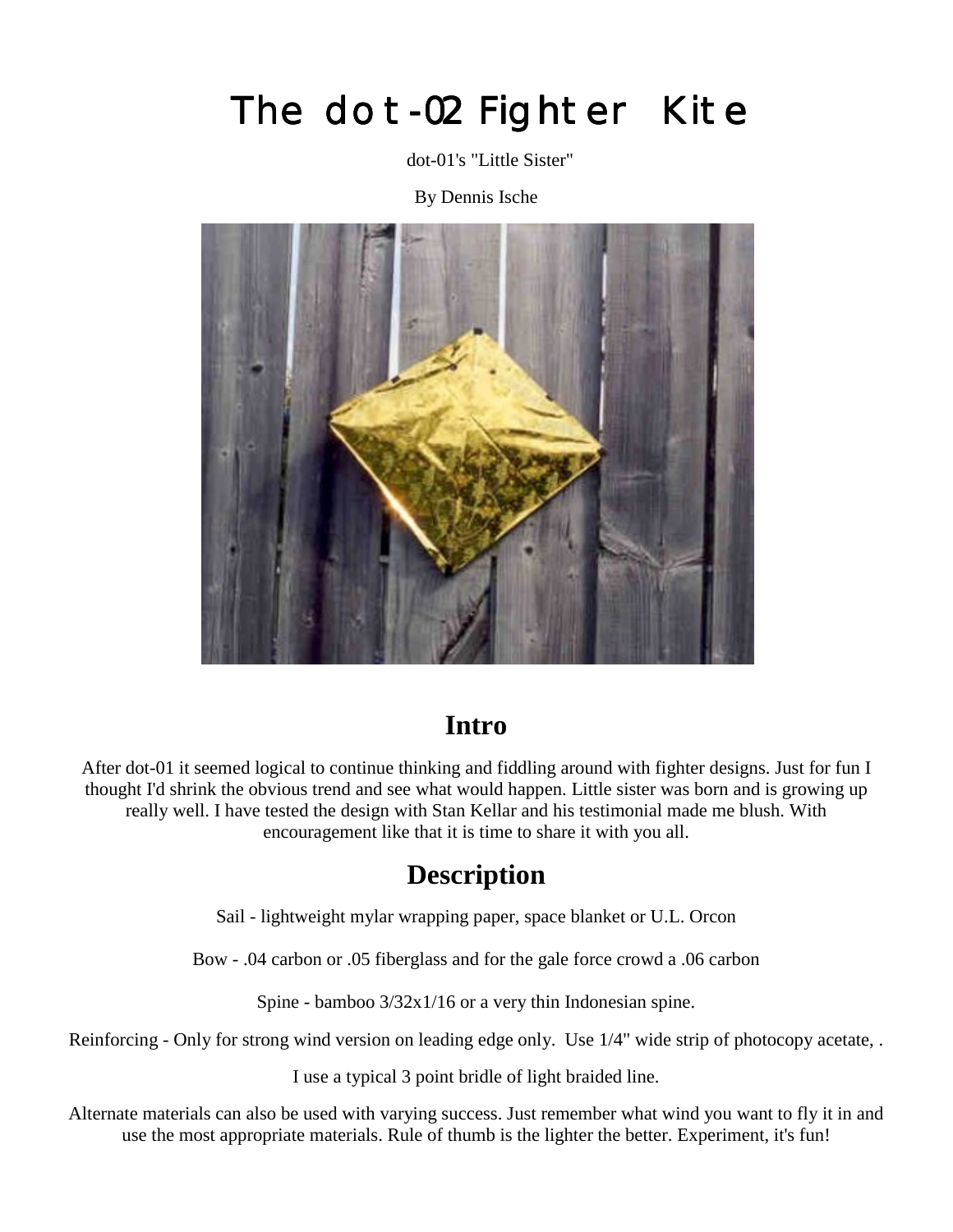# The dot-02 Fighter Kite

dot-01's "Little Sister"

By Dennis Ische

## Intro

After dot-01 it seemed logical to continue thinking and fiddling around with fighter designs. Just for fun I thought I'd shrink the obvious trend and see what would happen. Little sister was born and is growing up really well. I have tested the design with Stan Kellar and his testimonial made me blush. With encouragement like that it is time to share it with you all.

## Description

Sail - lightweight mylar wrapping paper, space blanket or U.L. Orcon

Bow - .04 carbon or .05 fiberglass and for the gale force crowd a .06 carbon

Spine - bamboo 3/32x1/16 or a very thin Indonesian spine.

Reinforcing - Only for strong wind version on leading edge only. Use 1/4" wide strip of photocopy acetate, .

I use a typical 3 point bridle of light braided line.

Alternate materials can also be used with varying success. Just remember what wind you want to fly it in and use the most appropriate materials. Rule of thumb is the lighter the better. Experiment, it's fun!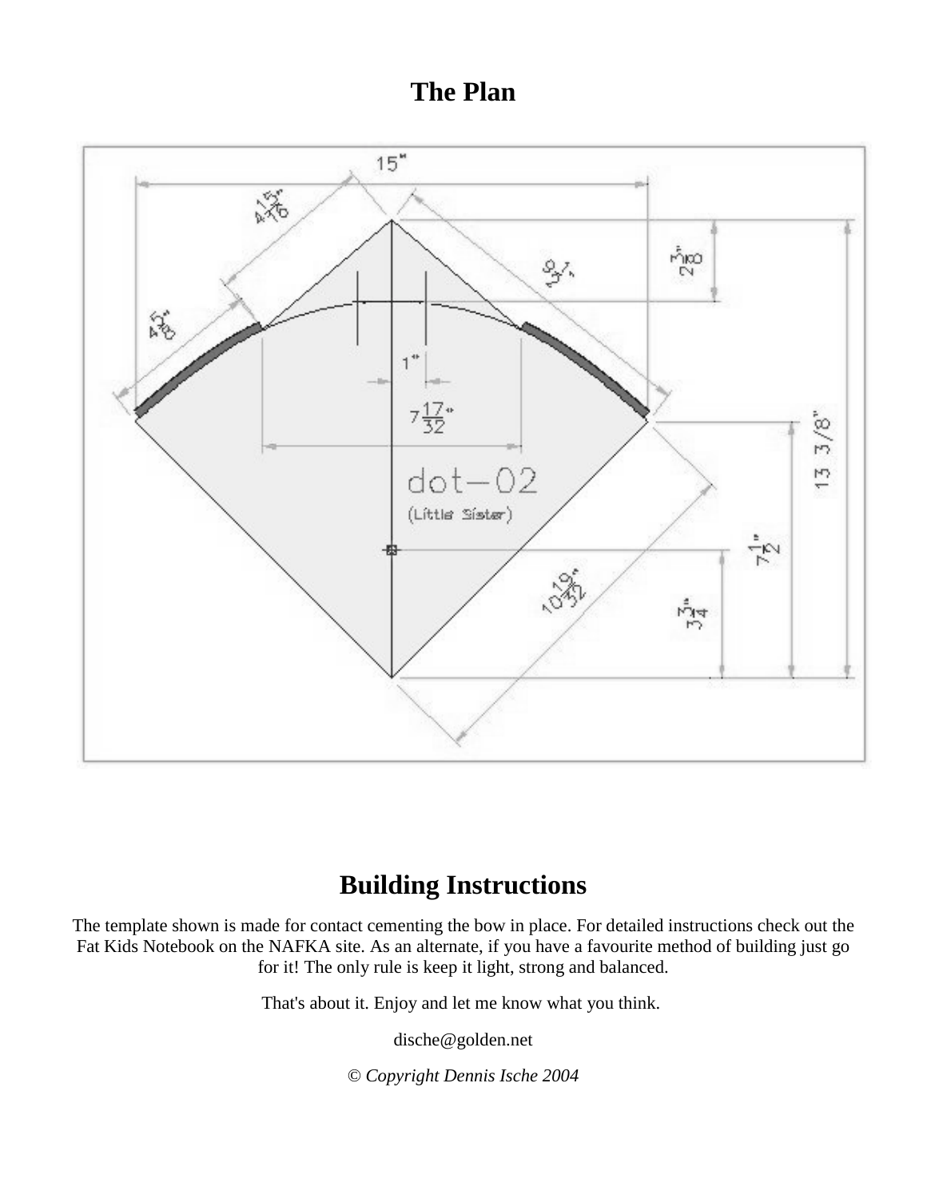# The Plan

15"

4 15/16"

4 5/8"

13 9/16"

2 3/8"

1"

7 17/32"

dot-02

(Little Sister)

13 3/8"

7 1/2"

10 19/32"

3 3/4"

# Building Instructions

The template shown is made for contact cementing the bow in place. For detailed instructions check out the Fat Kids Notebook on the NAFKA site. As an alternate, if you have a favourite method of building just go for it! The only rule is keep it light, strong and balanced.

That's about it. Enjoy and let me know what you think.

dische@golden.net

*© Copyright Dennis Ische 2004*